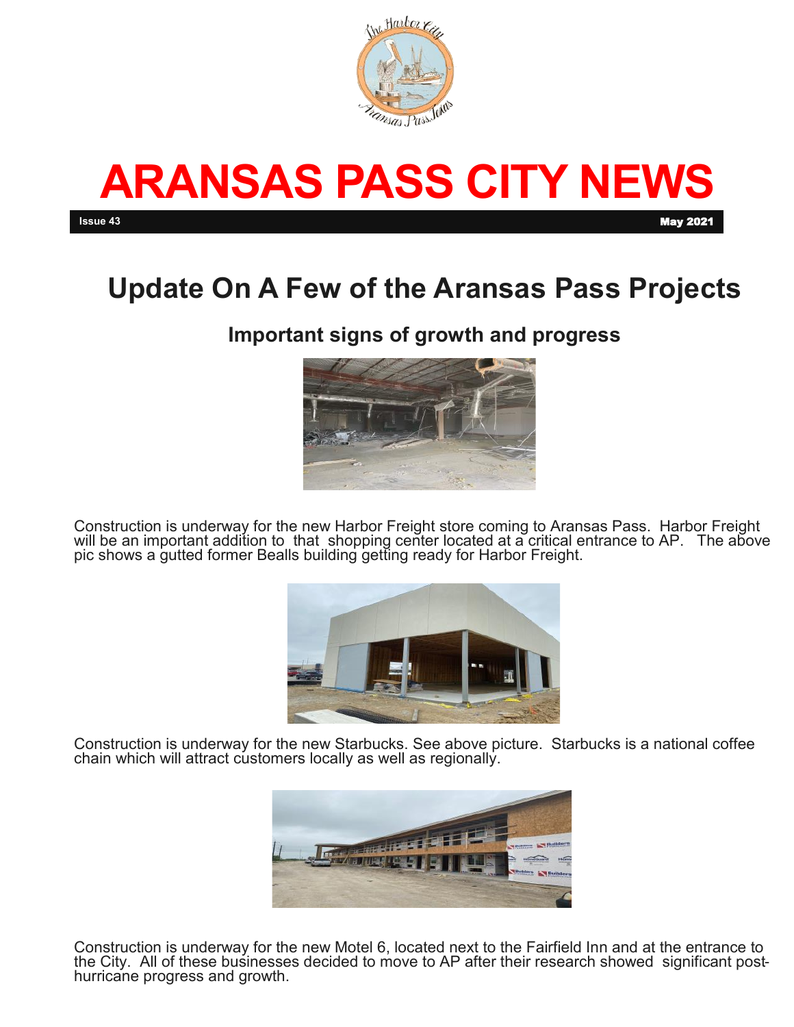# ARANSAS PASS CITY NEWS

Issue 43 May 2021

## Update On A Few of the Aransas Pass Projects

### Important signs of growth and progress

Construction is underway for the new Harbor Freight store coming to Aransas Pass. Harbor Freight will be an important addition to that shopping center located at a critical entrance to AP. The above pic shows a gutted former Bealls building getting ready for Harbor Freight.

Construction is underway for the new Starbucks. See above picture. Starbucks is a national coffee chain which will attract customers locally as well as regionally.

Construction is underway for the new Motel 6, located next to the Fairfield Inn and at the entrance to the City. All of these businesses decided to move to AP after their research showed significant post-hurricane progress and growth.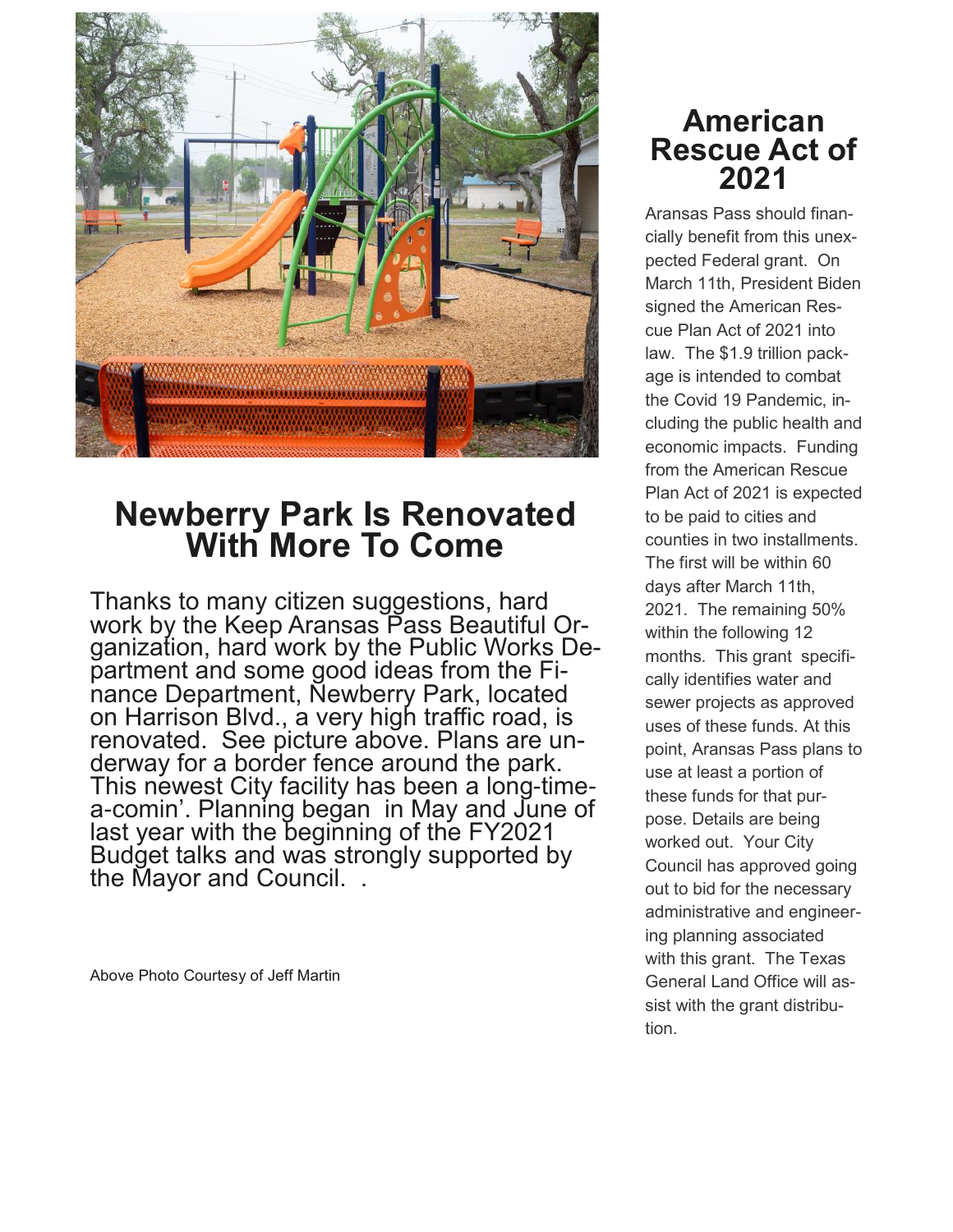## Newberry Park Is Renovated With More To Come

Thanks to many citizen suggestions, hard work by the Keep Aransas Pass Beautiful Organization, hard work by the Public Works Department and some good ideas from the Finance Department, Newberry Park, located on Harrison Blvd., a very high traffic road, is renovated. See picture above. Plans are underway for a border fence around the park. This newest City facility has been a long-time-a-comin'. Planning began in May and June of last year with the beginning of the FY2021 Budget talks and was strongly supported by the Mayor and Council. .

Above Photo Courtesy of Jeff Martin

## American Rescue Act of 2021

Aransas Pass should financially benefit from this unexpected Federal grant. On March 11th, President Biden signed the American Rescue Plan Act of 2021 into law. The $1.9 trillion package is intended to combat the Covid 19 Pandemic, including the public health and economic impacts. Funding from the American Rescue Plan Act of 2021 is expected to be paid to cities and counties in two installments. The first will be within 60 days after March 11th, 2021. The remaining 50% within the following 12 months. This grant specifically identifies water and sewer projects as approved uses of these funds. At this point, Aransas Pass plans to use at least a portion of these funds for that purpose. Details are being worked out. Your City Council has approved going out to bid for the necessary administrative and engineering planning associated with this grant. The Texas General Land Office will assist with the grant distribution.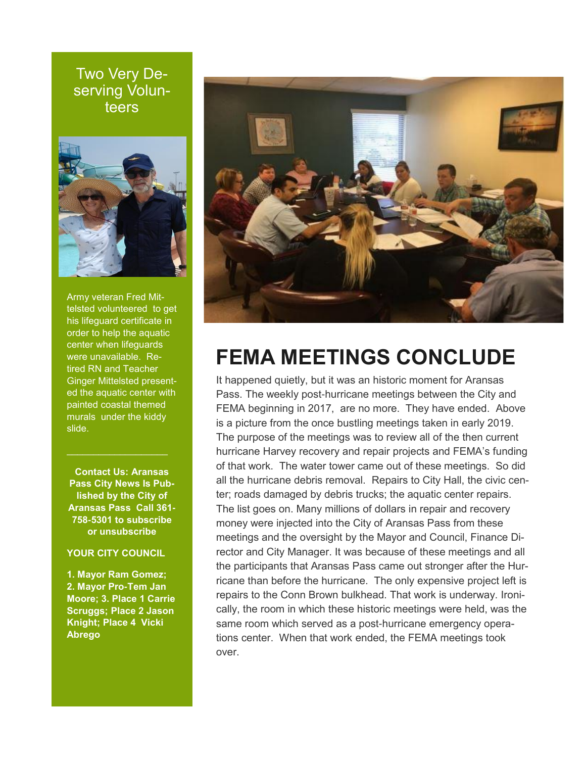## Two Very Deserving Volunteers

Army veteran Fred Mittelsted volunteered to get his lifeguard certificate in order to help the aquatic center when lifeguards were unavailable. Retired RN and Teacher Ginger Mittelsted presented the aquatic center with painted coastal themed murals under the kiddy slide.

---

**Contact Us: Aransas Pass City News Is Published by the City of Aransas Pass Call 361-758-5301 to subscribe or unsubscribe**

**YOUR CITY COUNCIL**

**1. Mayor Ram Gomez; 2. Mayor Pro-Tem Jan Moore; 3. Place 1 Carrie Scruggs; Place 2 Jason Knight; Place 4 Vicki Abrego**

# FEMA MEETINGS CONCLUDE

It happened quietly, but it was an historic moment for Aransas Pass. The weekly post-hurricane meetings between the City and FEMA beginning in 2017, are no more. They have ended. Above is a picture from the once bustling meetings taken in early 2019. The purpose of the meetings was to review all of the then current hurricane Harvey recovery and repair projects and FEMA's funding of that work. The water tower came out of these meetings. So did all the hurricane debris removal. Repairs to City Hall, the civic center; roads damaged by debris trucks; the aquatic center repairs. The list goes on. Many millions of dollars in repair and recovery money were injected into the City of Aransas Pass from these meetings and the oversight by the Mayor and Council, Finance Director and City Manager. It was because of these meetings and all the participants that Aransas Pass came out stronger after the Hurricane than before the hurricane. The only expensive project left is repairs to the Conn Brown bulkhead. That work is underway. Ironically, the room in which these historic meetings were held, was the same room which served as a post-hurricane emergency operations center. When that work ended, the FEMA meetings took over.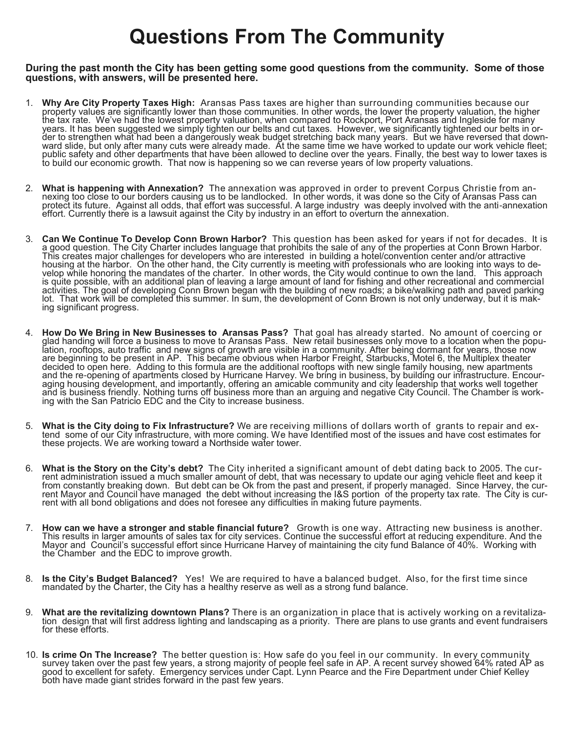# Questions From The Community

**During the past month the City has been getting some good questions from the community. Some of those questions, with answers, will be presented here.**

1. **Why Are City Property Taxes High:** Aransas Pass taxes are higher than surrounding communities because our property values are significantly lower than those communities. In other words, the lower the property valuation, the higher the tax rate. We've had the lowest property valuation, when compared to Rockport, Port Aransas and Ingleside for many years. It has been suggested we simply tighten our belts and cut taxes. However, we significantly tightened our belts in order to strengthen what had been a dangerously weak budget stretching back many years. But we have reversed that downward slide, but only after many cuts were already made. At the same time we have worked to update our work vehicle fleet; public safety and other departments that have been allowed to decline over the years. Finally, the best way to lower taxes is to build our economic growth. That now is happening so we can reverse years of low property valuations.

2. **What is happening with Annexation?** The annexation was approved in order to prevent Corpus Christie from annexing too close to our borders causing us to be landlocked. In other words, it was done so the City of Aransas Pass can protect its future. Against all odds, that effort was successful. A large industry was deeply involved with the anti-annexation effort. Currently there is a lawsuit against the City by industry in an effort to overturn the annexation.

3. **Can We Continue To Develop Conn Brown Harbor?** This question has been asked for years if not for decades. It is a good question. The City Charter includes language that prohibits the sale of any of the properties at Conn Brown Harbor. This creates major challenges for developers who are interested in building a hotel/convention center and/or attractive housing at the harbor. On the other hand, the City currently is meeting with professionals who are looking into ways to develop while honoring the mandates of the charter. In other words, the City would continue to own the land. This approach is quite possible, with an additional plan of leaving a large amount of land for fishing and other recreational and commercial activities. The goal of developing Conn Brown began with the building of new roads; a bike/walking path and paved parking lot. That work will be completed this summer. In sum, the development of Conn Brown is not only underway, but it is making significant progress.

4. **How Do We Bring in New Businesses to Aransas Pass?** That goal has already started. No amount of coercing or glad handing will force a business to move to Aransas Pass. New retail businesses only move to a location when the population, rooftops, auto traffic and new signs of growth are visible in a community. After being dormant for years, those now are beginning to be present in AP. This became obvious when Harbor Freight, Starbucks, Motel 6, the Multiplex theater decided to open here. Adding to this formula are the additional rooftops with new single family housing, new apartments and the re-opening of apartments closed by Hurricane Harvey. We bring in business, by building our infrastructure. Encouraging housing development, and importantly, offering an amicable community and city leadership that works well together and is business friendly. Nothing turns off business more than an arguing and negative City Council. The Chamber is working with the San Patricio EDC and the City to increase business.

5. **What is the City doing to Fix Infrastructure?** We are receiving millions of dollars worth of grants to repair and extend some of our City infrastructure, with more coming. We have Identified most of the issues and have cost estimates for these projects. We are working toward a Northside water tower.

6. **What is the Story on the City's debt?** The City inherited a significant amount of debt dating back to 2005. The current administration issued a much smaller amount of debt, that was necessary to update our aging vehicle fleet and keep it from constantly breaking down. But debt can be Ok from the past and present, if properly managed. Since Harvey, the current Mayor and Council have managed the debt without increasing the I&S portion of the property tax rate. The City is current with all bond obligations and does not foresee any difficulties in making future payments.

7. **How can we have a stronger and stable financial future?** Growth is one way. Attracting new business is another. This results in larger amounts of sales tax for city services. Continue the successful effort at reducing expenditure. And the Mayor and Council's successful effort since Hurricane Harvey of maintaining the city fund Balance of 40%. Working with the Chamber and the EDC to improve growth.

8. **Is the City's Budget Balanced?** Yes! We are required to have a balanced budget. Also, for the first time since mandated by the Charter, the City has a healthy reserve as well as a strong fund balance.

9. **What are the revitalizing downtown Plans?** There is an organization in place that is actively working on a revitalization design that will first address lighting and landscaping as a priority. There are plans to use grants and event fundraisers for these efforts.

10. **Is crime On The Increase?** The better question is: How safe do you feel in our community. In every community survey taken over the past few years, a strong majority of people feel safe in AP. A recent survey showed 64% rated AP as good to excellent for safety. Emergency services under Capt. Lynn Pearce and the Fire Department under Chief Kelley both have made giant strides forward in the past few years.